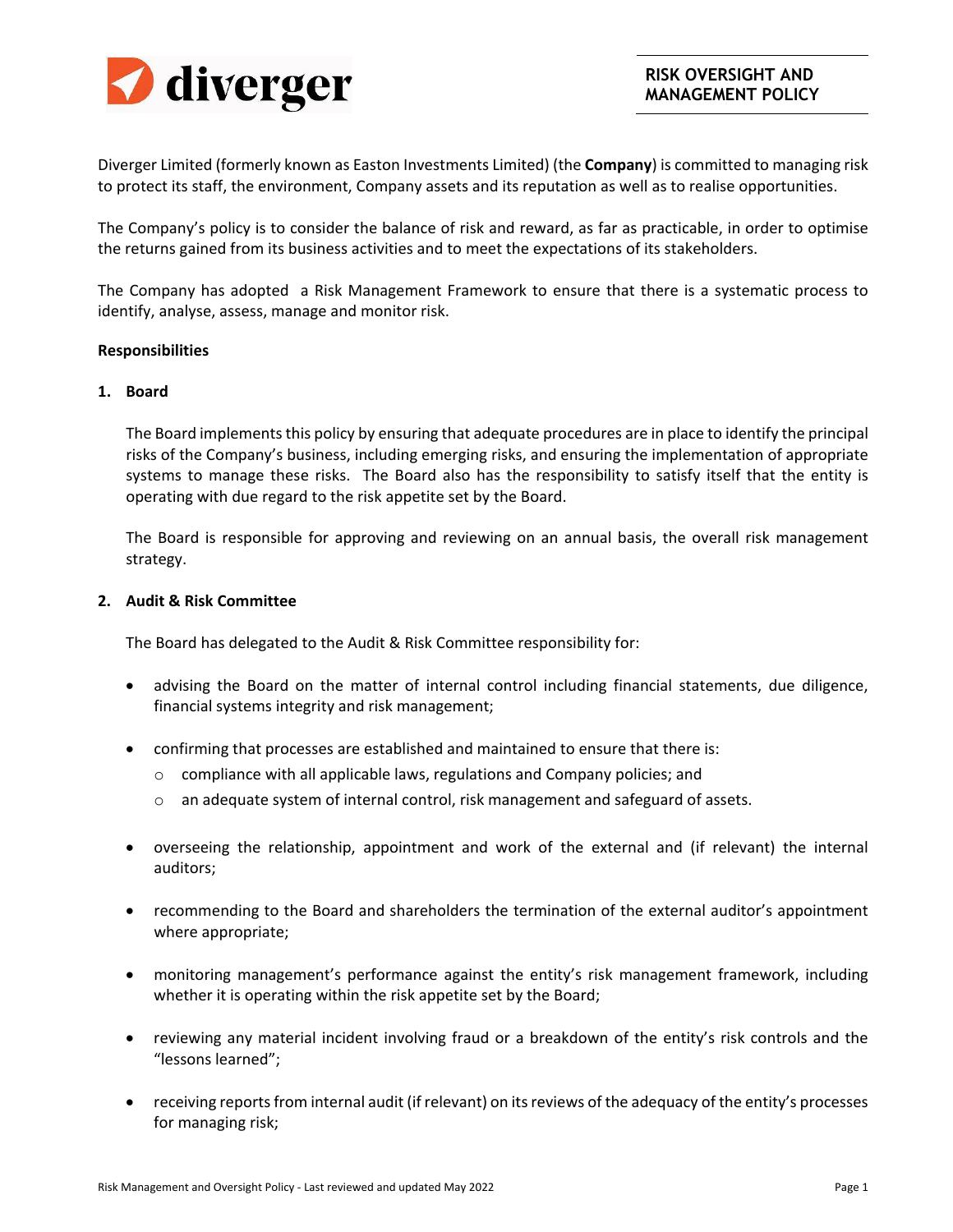# RISK OVERSIGHT AND MANAGEMENT POLICY

Diverger Limited (formerly known as Easton Investments Limited) (the **Company**) is committed to managing risk to protect its staff, the environment, Company assets and its reputation as well as to realise opportunities.

The Company's policy is to consider the balance of risk and reward, as far as practicable, in order to optimise the returns gained from its business activities and to meet the expectations of its stakeholders.

The Company has adopted a Risk Management Framework to ensure that there is a systematic process to identify, analyse, assess, manage and monitor risk.

**Responsibilities**

**1. Board**

The Board implements this policy by ensuring that adequate procedures are in place to identify the principal risks of the Company's business, including emerging risks, and ensuring the implementation of appropriate systems to manage these risks. The Board also has the responsibility to satisfy itself that the entity is operating with due regard to the risk appetite set by the Board.

The Board is responsible for approving and reviewing on an annual basis, the overall risk management strategy.

**2. Audit & Risk Committee**

The Board has delegated to the Audit & Risk Committee responsibility for:

- advising the Board on the matter of internal control including financial statements, due diligence, financial systems integrity and risk management;
- confirming that processes are established and maintained to ensure that there is:
  - compliance with all applicable laws, regulations and Company policies; and
  - an adequate system of internal control, risk management and safeguard of assets.
- overseeing the relationship, appointment and work of the external and (if relevant) the internal auditors;
- recommending to the Board and shareholders the termination of the external auditor's appointment where appropriate;
- monitoring management's performance against the entity's risk management framework, including whether it is operating within the risk appetite set by the Board;
- reviewing any material incident involving fraud or a breakdown of the entity's risk controls and the "lessons learned";
- receiving reports from internal audit (if relevant) on its reviews of the adequacy of the entity's processes for managing risk;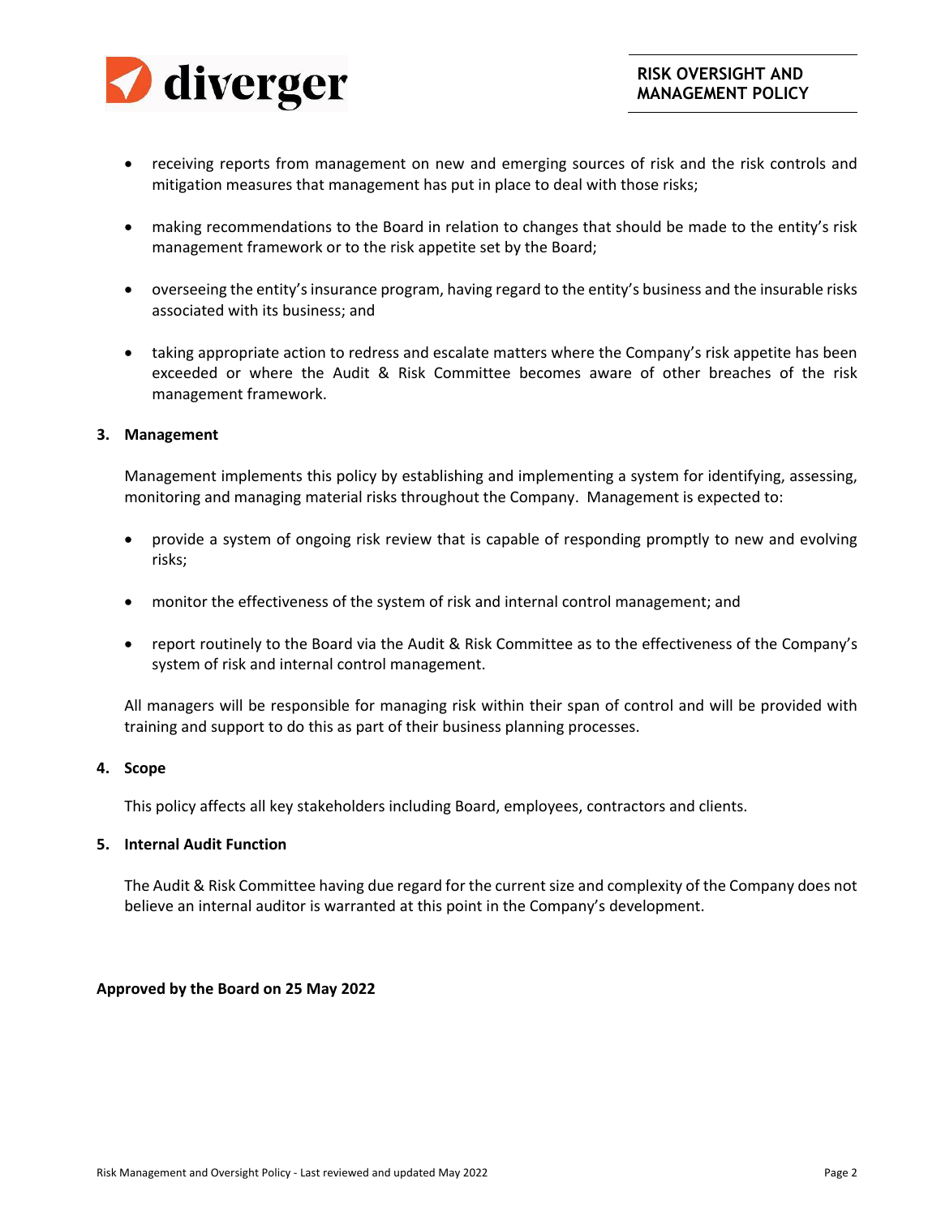- receiving reports from management on new and emerging sources of risk and the risk controls and mitigation measures that management has put in place to deal with those risks;

- making recommendations to the Board in relation to changes that should be made to the entity's risk management framework or to the risk appetite set by the Board;

- overseeing the entity's insurance program, having regard to the entity's business and the insurable risks associated with its business; and

- taking appropriate action to redress and escalate matters where the Company's risk appetite has been exceeded or where the Audit & Risk Committee becomes aware of other breaches of the risk management framework.

## 3. Management

Management implements this policy by establishing and implementing a system for identifying, assessing, monitoring and managing material risks throughout the Company. Management is expected to:

- provide a system of ongoing risk review that is capable of responding promptly to new and evolving risks;

- monitor the effectiveness of the system of risk and internal control management; and

- report routinely to the Board via the Audit & Risk Committee as to the effectiveness of the Company's system of risk and internal control management.

All managers will be responsible for managing risk within their span of control and will be provided with training and support to do this as part of their business planning processes.

## 4. Scope

This policy affects all key stakeholders including Board, employees, contractors and clients.

## 5. Internal Audit Function

The Audit & Risk Committee having due regard for the current size and complexity of the Company does not believe an internal auditor is warranted at this point in the Company's development.

**Approved by the Board on 25 May 2022**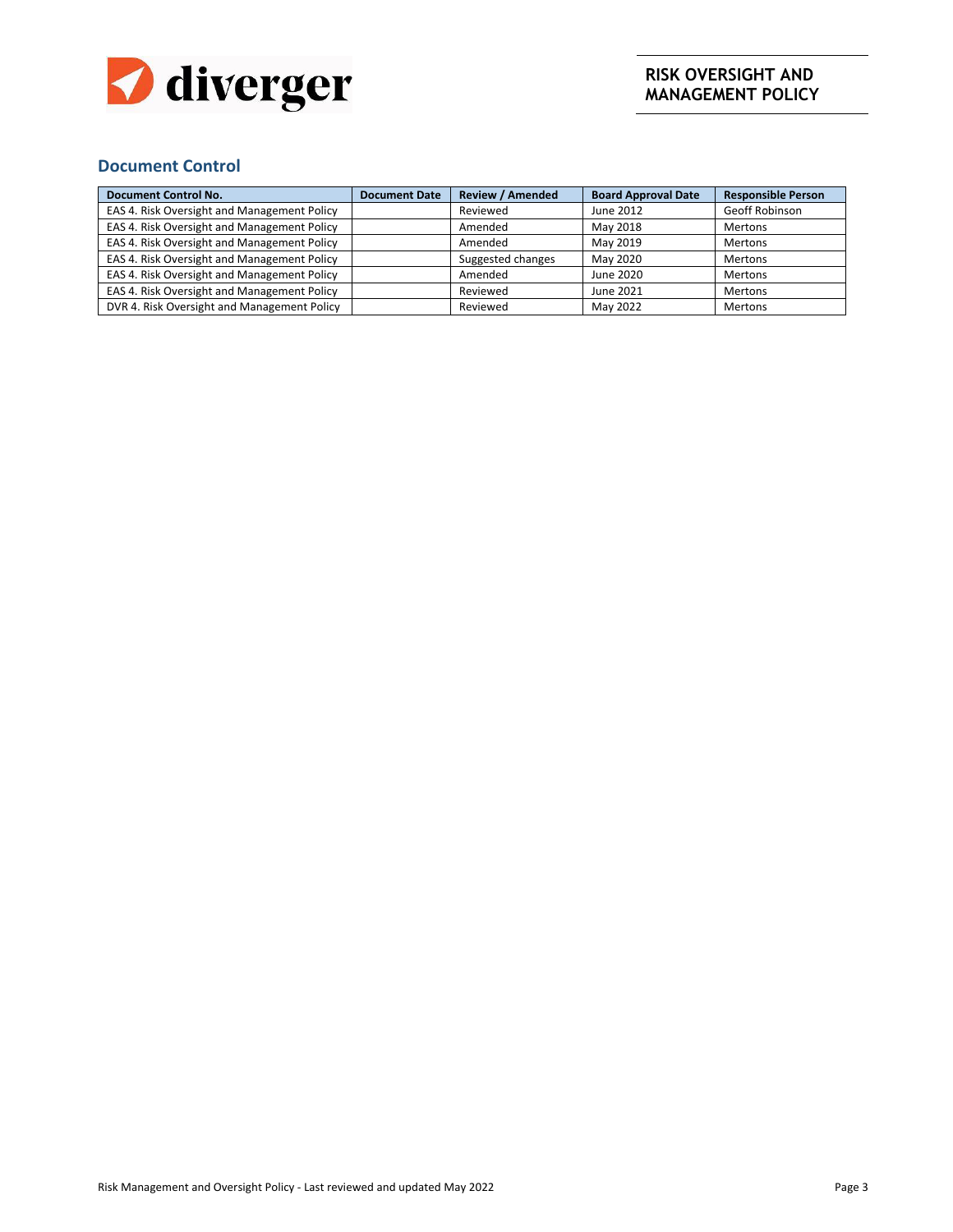## Document Control

| Document Control No. | Document Date | Review / Amended | Board Approval Date | Responsible Person |
|---|---|---|---|---|
| EAS 4. Risk Oversight and Management Policy | | Reviewed | June 2012 | Geoff Robinson |
| EAS 4. Risk Oversight and Management Policy | | Amended | May 2018 | Mertons |
| EAS 4. Risk Oversight and Management Policy | | Amended | May 2019 | Mertons |
| EAS 4. Risk Oversight and Management Policy | | Suggested changes | May 2020 | Mertons |
| EAS 4. Risk Oversight and Management Policy | | Amended | June 2020 | Mertons |
| EAS 4. Risk Oversight and Management Policy | | Reviewed | June 2021 | Mertons |
| DVR 4. Risk Oversight and Management Policy | | Reviewed | May 2022 | Mertons |